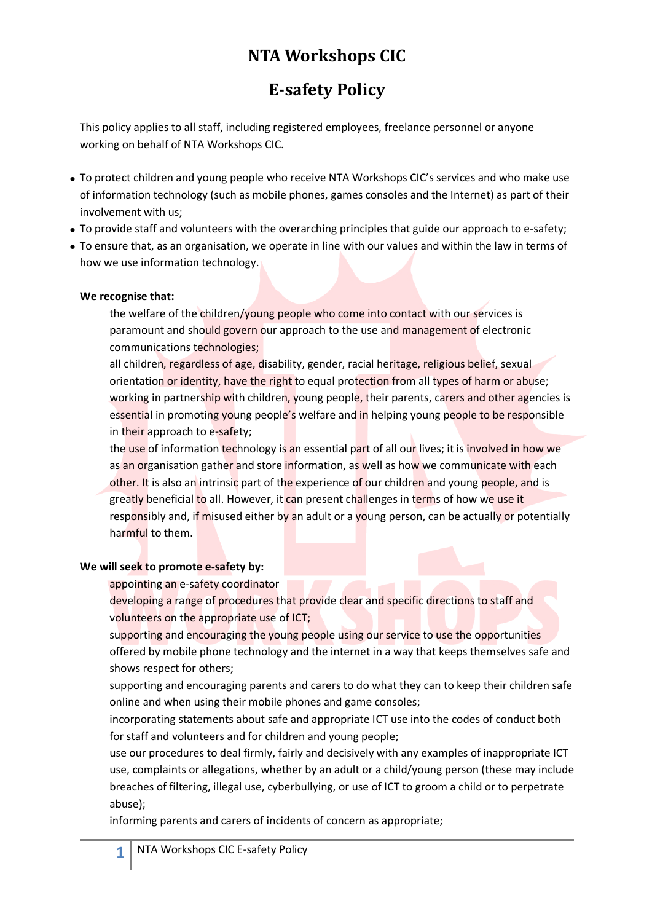# NTA Workshops CIC

# E-safety Policy

This policy applies to all staff, including registered employees, freelance personnel or anyone working on behalf of NTA Workshops CIC.

- To protect children and young people who receive NTA Workshops CIC's services and who make use of information technology (such as mobile phones, games consoles and the Internet) as part of their involvement with us;
- To provide staff and volunteers with the overarching principles that guide our approach to e-safety;
- To ensure that, as an organisation, we operate in line with our values and within the law in terms of how we use information technology.

**We recognise that:**

the welfare of the children/young people who come into contact with our services is paramount and should govern our approach to the use and management of electronic communications technologies;

all children, regardless of age, disability, gender, racial heritage, religious belief, sexual orientation or identity, have the right to equal protection from all types of harm or abuse;

working in partnership with children, young people, their parents, carers and other agencies is essential in promoting young people's welfare and in helping young people to be responsible in their approach to e-safety;

the use of information technology is an essential part of all our lives; it is involved in how we as an organisation gather and store information, as well as how we communicate with each other. It is also an intrinsic part of the experience of our children and young people, and is greatly beneficial to all. However, it can present challenges in terms of how we use it responsibly and, if misused either by an adult or a young person, can be actually or potentially harmful to them.

**We will seek to promote e-safety by:**

appointing an e-safety coordinator

developing a range of procedures that provide clear and specific directions to staff and volunteers on the appropriate use of ICT;

supporting and encouraging the young people using our service to use the opportunities offered by mobile phone technology and the internet in a way that keeps themselves safe and shows respect for others;

supporting and encouraging parents and carers to do what they can to keep their children safe online and when using their mobile phones and game consoles;

incorporating statements about safe and appropriate ICT use into the codes of conduct both for staff and volunteers and for children and young people;

use our procedures to deal firmly, fairly and decisively with any examples of inappropriate ICT use, complaints or allegations, whether by an adult or a child/young person (these may include breaches of filtering, illegal use, cyberbullying, or use of ICT to groom a child or to perpetrate abuse);

informing parents and carers of incidents of concern as appropriate;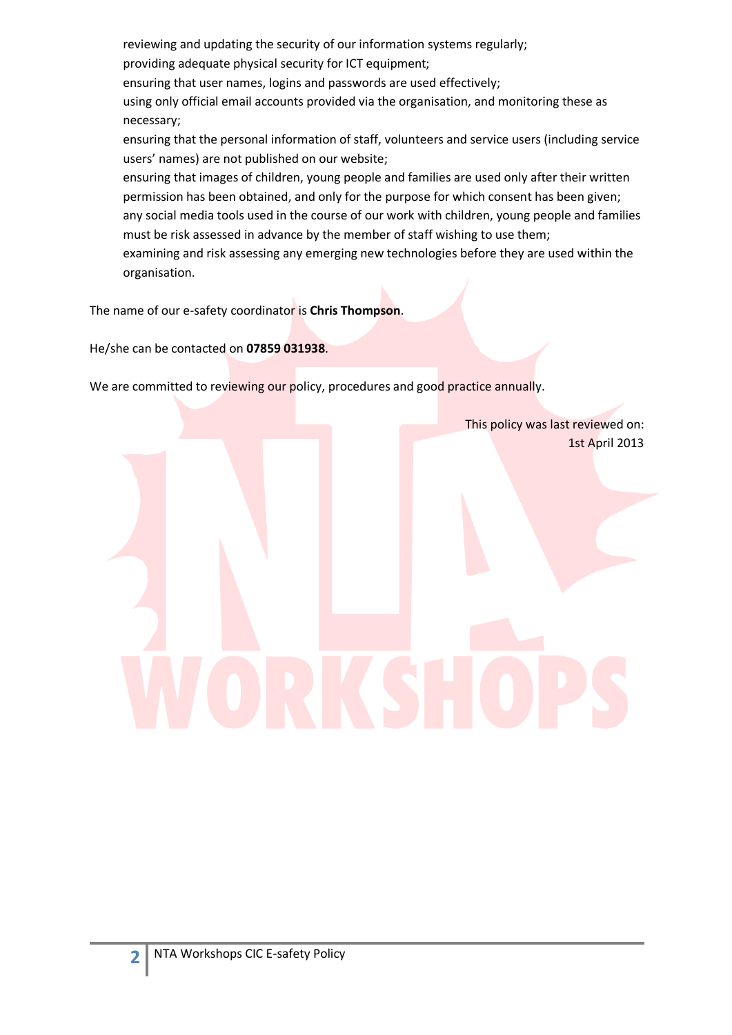reviewing and updating the security of our information systems regularly;

providing adequate physical security for ICT equipment;

ensuring that user names, logins and passwords are used effectively;

using only official email accounts provided via the organisation, and monitoring these as necessary;

ensuring that the personal information of staff, volunteers and service users (including service users' names) are not published on our website;

ensuring that images of children, young people and families are used only after their written permission has been obtained, and only for the purpose for which consent has been given;

any social media tools used in the course of our work with children, young people and families must be risk assessed in advance by the member of staff wishing to use them;

examining and risk assessing any emerging new technologies before they are used within the organisation.

The name of our e-safety coordinator is **Chris Thompson**.

He/she can be contacted on **07859 031938**.

We are committed to reviewing our policy, procedures and good practice annually.

This policy was last reviewed on:
1st April 2013